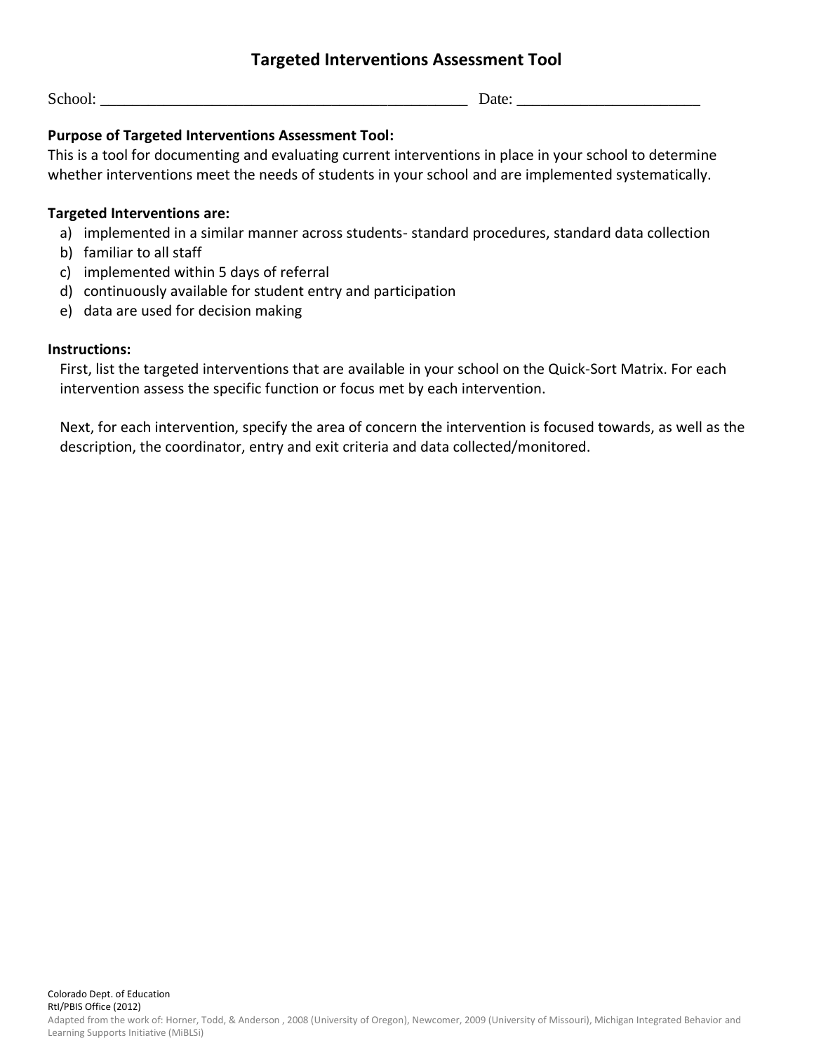# Targeted Interventions Assessment Tool

School: ____________________________________________ Date: ______________________

**Purpose of Targeted Interventions Assessment Tool:**
This is a tool for documenting and evaluating current interventions in place in your school to determine whether interventions meet the needs of students in your school and are implemented systematically.

**Targeted Interventions are:**

a) implemented in a similar manner across students- standard procedures, standard data collection
b) familiar to all staff
c) implemented within 5 days of referral
d) continuously available for student entry and participation
e) data are used for decision making

**Instructions:**

First, list the targeted interventions that are available in your school on the Quick-Sort Matrix. For each intervention assess the specific function or focus met by each intervention.

Next, for each intervention, specify the area of concern the intervention is focused towards, as well as the description, the coordinator, entry and exit criteria and data collected/monitored.

Colorado Dept. of Education
RtI/PBIS Office (2012)
Adapted from the work of: Horner, Todd, & Anderson , 2008 (University of Oregon), Newcomer, 2009 (University of Missouri), Michigan Integrated Behavior and Learning Supports Initiative (MiBLSi)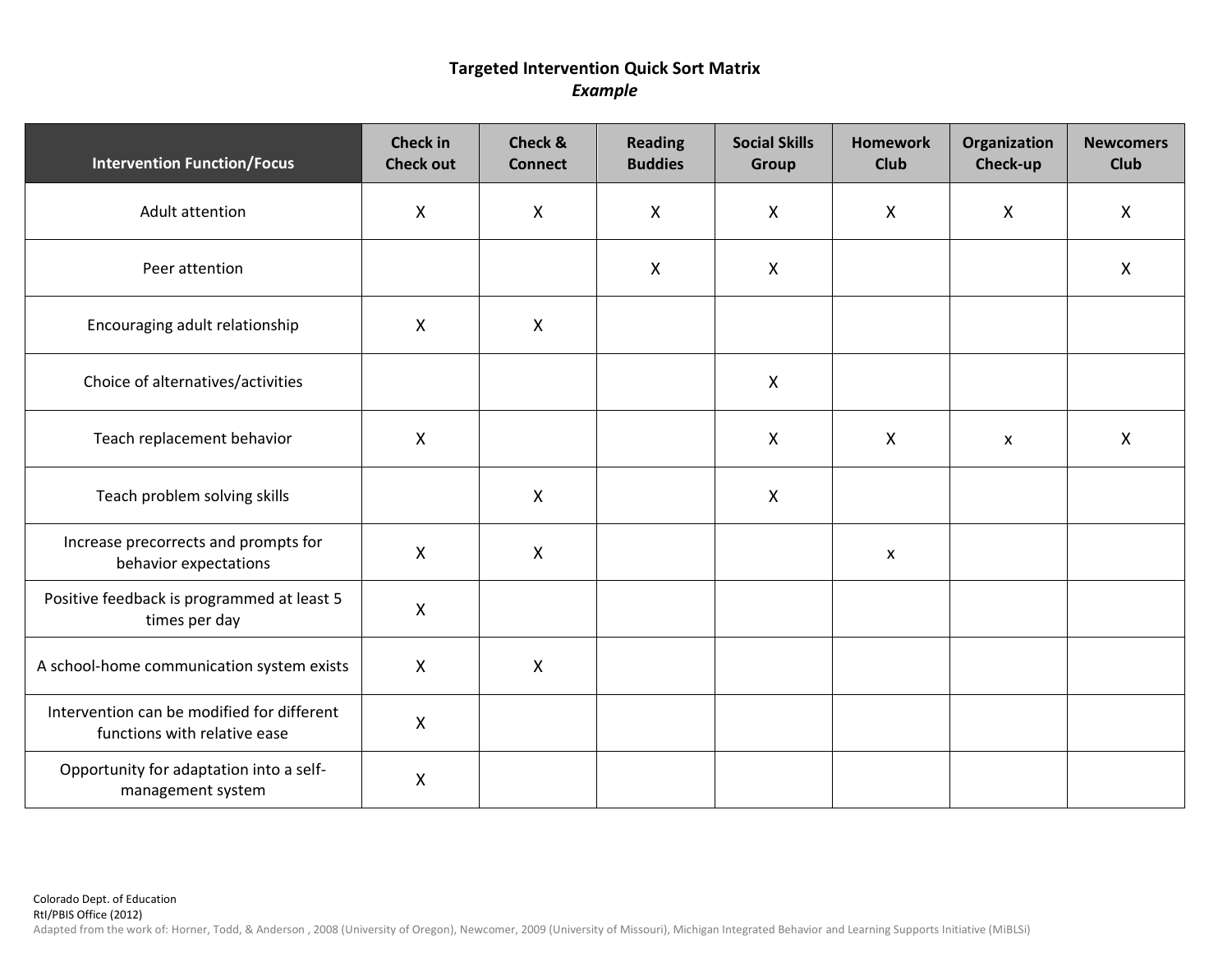## Targeted Intervention Quick Sort Matrix
### *Example*

| Intervention Function/Focus | Check in Check out | Check & Connect | Reading Buddies | Social Skills Group | Homework Club | Organization Check-up | Newcomers Club |
|---|---|---|---|---|---|---|---|
| Adult attention | X | X | X | X | X | X | X |
| Peer attention | | | X | X | | | X |
| Encouraging adult relationship | X | X | | | | | |
| Choice of alternatives/activities | | | | X | | | |
| Teach replacement behavior | X | | | X | X | x | X |
| Teach problem solving skills | | X | | X | | | |
| Increase precorrects and prompts for behavior expectations | X | X | | | x | | |
| Positive feedback is programmed at least 5 times per day | X | | | | | | |
| A school-home communication system exists | X | X | | | | | |
| Intervention can be modified for different functions with relative ease | X | | | | | | |
| Opportunity for adaptation into a self-management system | X | | | | | | |

Colorado Dept. of Education
RtI/PBIS Office (2012)
Adapted from the work of: Horner, Todd, & Anderson , 2008 (University of Oregon), Newcomer, 2009 (University of Missouri), Michigan Integrated Behavior and Learning Supports Initiative (MiBLSi)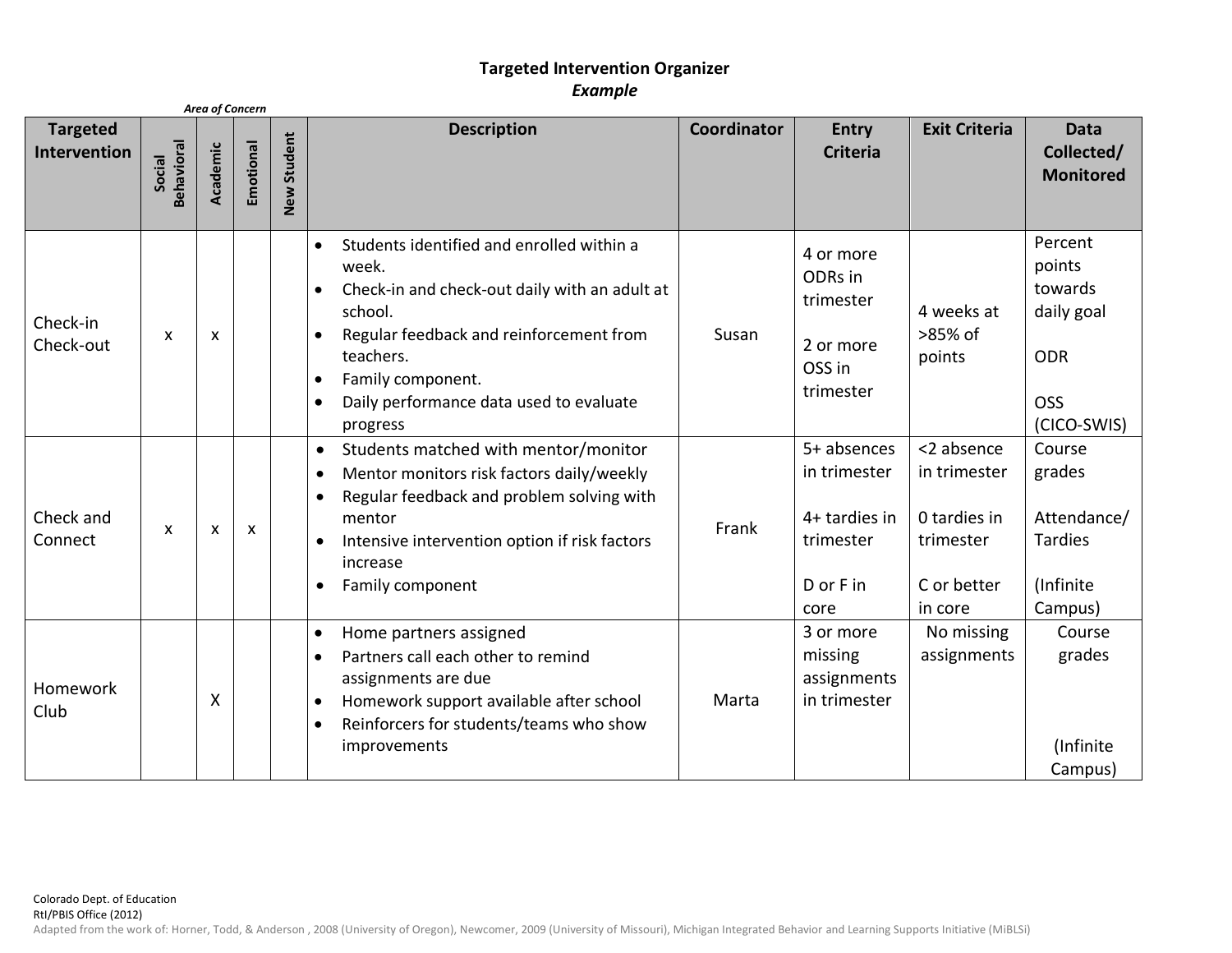# Targeted Intervention Organizer

***Example***

| Targeted Intervention | Area of Concern: Social Behavioral | Academic | Emotional | New Student | Description | Coordinator | Entry Criteria | Exit Criteria | Data Collected/ Monitored |
|---|---|---|---|---|---|---|---|---|---|
| Check-in Check-out | x | x | | | • Students identified and enrolled within a week.<br>• Check-in and check-out daily with an adult at school.<br>• Regular feedback and reinforcement from teachers.<br>• Family component.<br>• Daily performance data used to evaluate progress | Susan | 4 or more ODRs in trimester<br><br>2 or more OSS in trimester | 4 weeks at >85% of points | Percent points towards daily goal<br><br>ODR<br><br>OSS (CICO-SWIS) |
| Check and Connect | x | x | x | | • Students matched with mentor/monitor<br>• Mentor monitors risk factors daily/weekly<br>• Regular feedback and problem solving with mentor<br>• Intensive intervention option if risk factors increase<br>• Family component | Frank | 5+ absences in trimester<br><br>4+ tardies in trimester<br><br>D or F in core | <2 absence in trimester<br><br>0 tardies in trimester<br><br>C or better in core | Course grades<br><br>Attendance/ Tardies<br><br>(Infinite Campus) |
| Homework Club | | X | | | • Home partners assigned<br>• Partners call each other to remind assignments are due<br>• Homework support available after school<br>• Reinforcers for students/teams who show improvements | Marta | 3 or more missing assignments in trimester | No missing assignments | Course grades<br><br>(Infinite Campus) |

Colorado Dept. of Education
RtI/PBIS Office (2012)
Adapted from the work of: Horner, Todd, & Anderson , 2008 (University of Oregon), Newcomer, 2009 (University of Missouri), Michigan Integrated Behavior and Learning Supports Initiative (MiBLSi)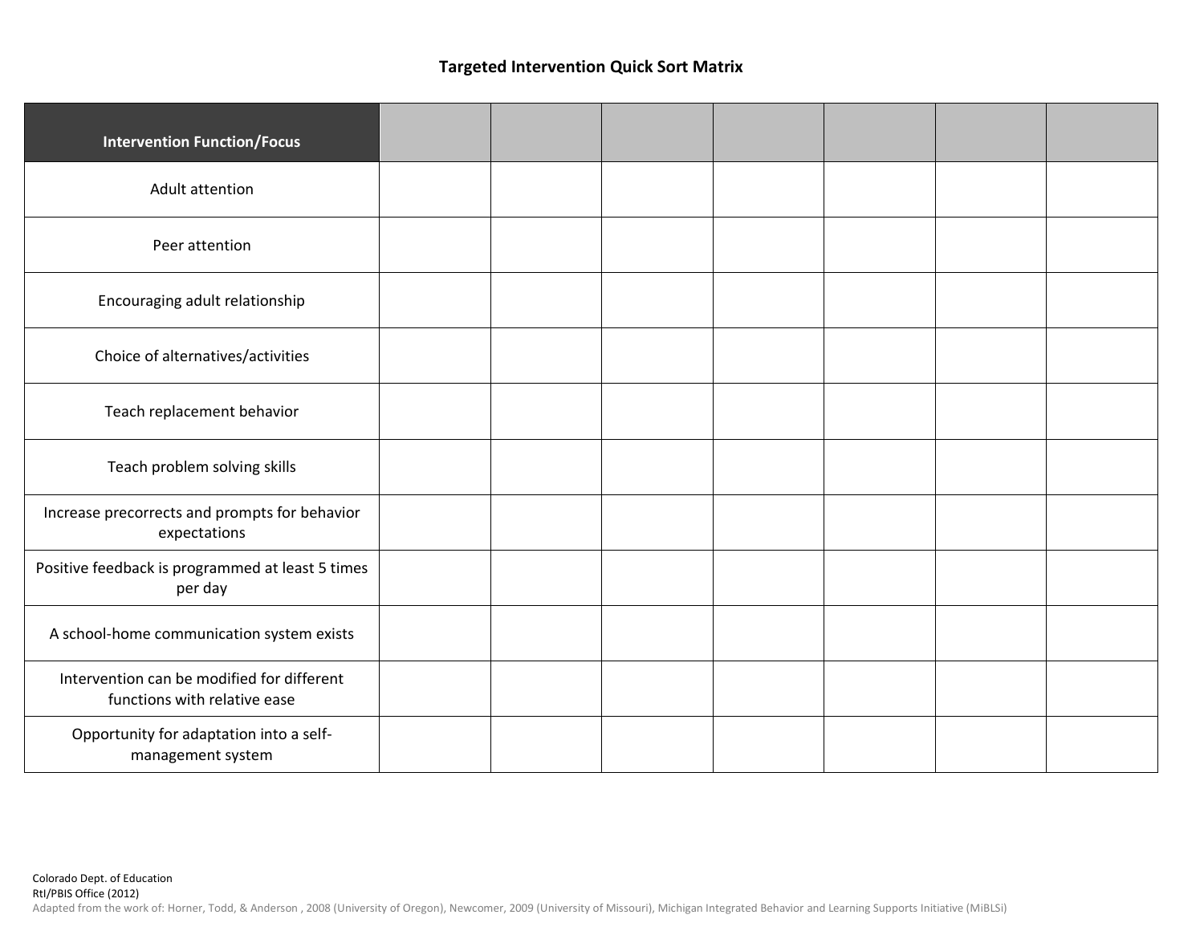## Targeted Intervention Quick Sort Matrix

| Intervention Function/Focus | | | | | | | |
|---|---|---|---|---|---|---|---|
| Adult attention | | | | | | | |
| Peer attention | | | | | | | |
| Encouraging adult relationship | | | | | | | |
| Choice of alternatives/activities | | | | | | | |
| Teach replacement behavior | | | | | | | |
| Teach problem solving skills | | | | | | | |
| Increase precorrects and prompts for behavior expectations | | | | | | | |
| Positive feedback is programmed at least 5 times per day | | | | | | | |
| A school-home communication system exists | | | | | | | |
| Intervention can be modified for different functions with relative ease | | | | | | | |
| Opportunity for adaptation into a self-management system | | | | | | | |

Colorado Dept. of Education
RtI/PBIS Office (2012)
Adapted from the work of: Horner, Todd, & Anderson , 2008 (University of Oregon), Newcomer, 2009 (University of Missouri), Michigan Integrated Behavior and Learning Supports Initiative (MiBLSi)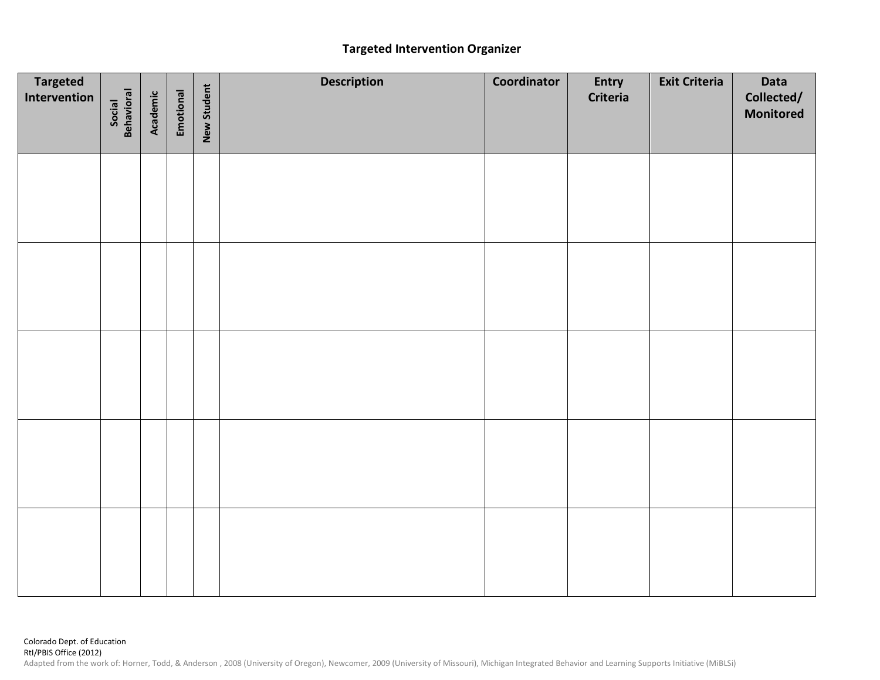# Targeted Intervention Organizer

| Targeted Intervention | Social Behavioral | Academic | Emotional | New Student | Description | Coordinator | Entry Criteria | Exit Criteria | Data Collected/ Monitored |
|---|---|---|---|---|---|---|---|---|---|
| | | | | | | | | | |
| | | | | | | | | | |
| | | | | | | | | | |
| | | | | | | | | | |
| | | | | | | | | | |

Colorado Dept. of Education
RtI/PBIS Office (2012)
Adapted from the work of: Horner, Todd, & Anderson , 2008 (University of Oregon), Newcomer, 2009 (University of Missouri), Michigan Integrated Behavior and Learning Supports Initiative (MiBLSi)